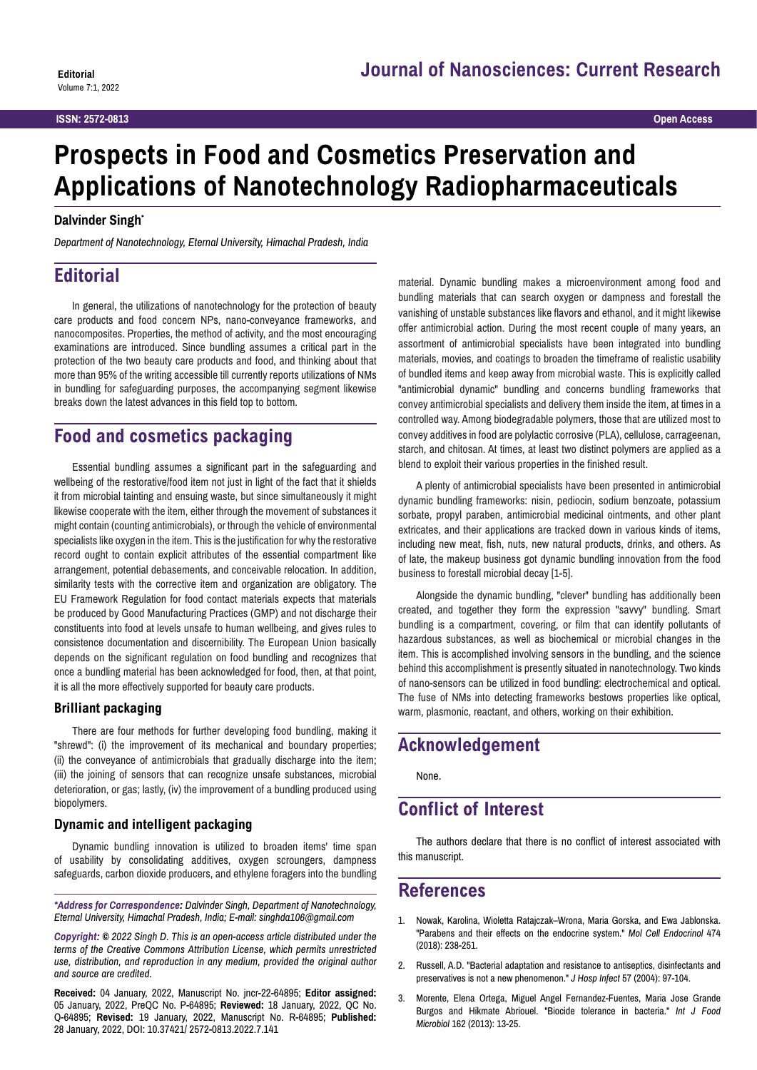Editorial

# Prospects in Food and Cosmetics Preservation and Applications of Nanotechnology Radiopharmaceuticals

**Dalvinder Singh***

*Department of Nanotechnology, Eternal University, Himachal Pradesh, India*

## Editorial

In general, the utilizations of nanotechnology for the protection of beauty care products and food concern NPs, nano-conveyance frameworks, and nanocomposites. Properties, the method of activity, and the most encouraging examinations are introduced. Since bundling assumes a critical part in the protection of the two beauty care products and food, and thinking about that more than 95% of the writing accessible till currently reports utilizations of NMs in bundling for safeguarding purposes, the accompanying segment likewise breaks down the latest advances in this field top to bottom.

## Food and cosmetics packaging

Essential bundling assumes a significant part in the safeguarding and wellbeing of the restorative/food item not just in light of the fact that it shields it from microbial tainting and ensuing waste, but since simultaneously it might likewise cooperate with the item, either through the movement of substances it might contain (counting antimicrobials), or through the vehicle of environmental specialists like oxygen in the item. This is the justification for why the restorative record ought to contain explicit attributes of the essential compartment like arrangement, potential debasements, and conceivable relocation. In addition, similarity tests with the corrective item and organization are obligatory. The EU Framework Regulation for food contact materials expects that materials be produced by Good Manufacturing Practices (GMP) and not discharge their constituents into food at levels unsafe to human wellbeing, and gives rules to consistence documentation and discernibility. The European Union basically depends on the significant regulation on food bundling and recognizes that once a bundling material has been acknowledged for food, then, at that point, it is all the more effectively supported for beauty care products.

### Brilliant packaging

There are four methods for further developing food bundling, making it "shrewd": (i) the improvement of its mechanical and boundary properties; (ii) the conveyance of antimicrobials that gradually discharge into the item; (iii) the joining of sensors that can recognize unsafe substances, microbial deterioration, or gas; lastly, (iv) the improvement of a bundling produced using biopolymers.

### Dynamic and intelligent packaging

Dynamic bundling innovation is utilized to broaden items' time span of usability by consolidating additives, oxygen scroungers, dampness safeguards, carbon dioxide producers, and ethylene foragers into the bundling material. Dynamic bundling makes a microenvironment among food and bundling materials that can search oxygen or dampness and forestall the vanishing of unstable substances like flavors and ethanol, and it might likewise offer antimicrobial action. During the most recent couple of many years, an assortment of antimicrobial specialists have been integrated into bundling materials, movies, and coatings to broaden the timeframe of realistic usability of bundled items and keep away from microbial waste. This is explicitly called "antimicrobial dynamic" bundling and concerns bundling frameworks that convey antimicrobial specialists and delivery them inside the item, at times in a controlled way. Among biodegradable polymers, those that are utilized most to convey additives in food are polylactic corrosive (PLA), cellulose, carrageenan, starch, and chitosan. At times, at least two distinct polymers are applied as a blend to exploit their various properties in the finished result.

A plenty of antimicrobial specialists have been presented in antimicrobial dynamic bundling frameworks: nisin, pediocin, sodium benzoate, potassium sorbate, propyl paraben, antimicrobial medicinal ointments, and other plant extricates, and their applications are tracked down in various kinds of items, including new meat, fish, nuts, new natural products, drinks, and others. As of late, the makeup business got dynamic bundling innovation from the food business to forestall microbial decay [1-5].

Alongside the dynamic bundling, "clever" bundling has additionally been created, and together they form the expression "savvy" bundling. Smart bundling is a compartment, covering, or film that can identify pollutants of hazardous substances, as well as biochemical or microbial changes in the item. This is accomplished involving sensors in the bundling, and the science behind this accomplishment is presently situated in nanotechnology. Two kinds of nano-sensors can be utilized in food bundling: electrochemical and optical. The fuse of NMs into detecting frameworks bestows properties like optical, warm, plasmonic, reactant, and others, working on their exhibition.

## Acknowledgement

None.

## Conflict of Interest

The authors declare that there is no conflict of interest associated with this manuscript.

## References

1. Nowak, Karolina, Wioletta Ratajczak–Wrona, Maria Gorska, and Ewa Jablonska. "Parabens and their effects on the endocrine system." *Mol Cell Endocrinol* 474 (2018): 238-251.
2. Russell, A.D. "Bacterial adaptation and resistance to antiseptics, disinfectants and preservatives is not a new phenomenon." *J Hosp Infect* 57 (2004): 97-104.
3. Morente, Elena Ortega, Miguel Angel Fernandez-Fuentes, Maria Jose Grande Burgos and Hikmate Abriouel. "Biocide tolerance in bacteria." *Int J Food Microbiol* 162 (2013): 13-25.

***Address for Correspondence:** Dalvinder Singh, Department of Nanotechnology, Eternal University, Himachal Pradesh, India; E-mail: singhda106@gmail.com*

***Copyright:** © 2022 Singh D. This is an open-access article distributed under the terms of the Creative Commons Attribution License, which permits unrestricted use, distribution, and reproduction in any medium, provided the original author and source are credited.*

**Received:** 04 January, 2022, Manuscript No. jncr-22-64895; **Editor assigned:** 05 January, 2022, PreQC No. P-64895; **Reviewed:** 18 January, 2022, QC No. Q-64895; **Revised:** 19 January, 2022, Manuscript No. R-64895; **Published:** 28 January, 2022, DOI: 10.37421/ 2572-0813.2022.7.141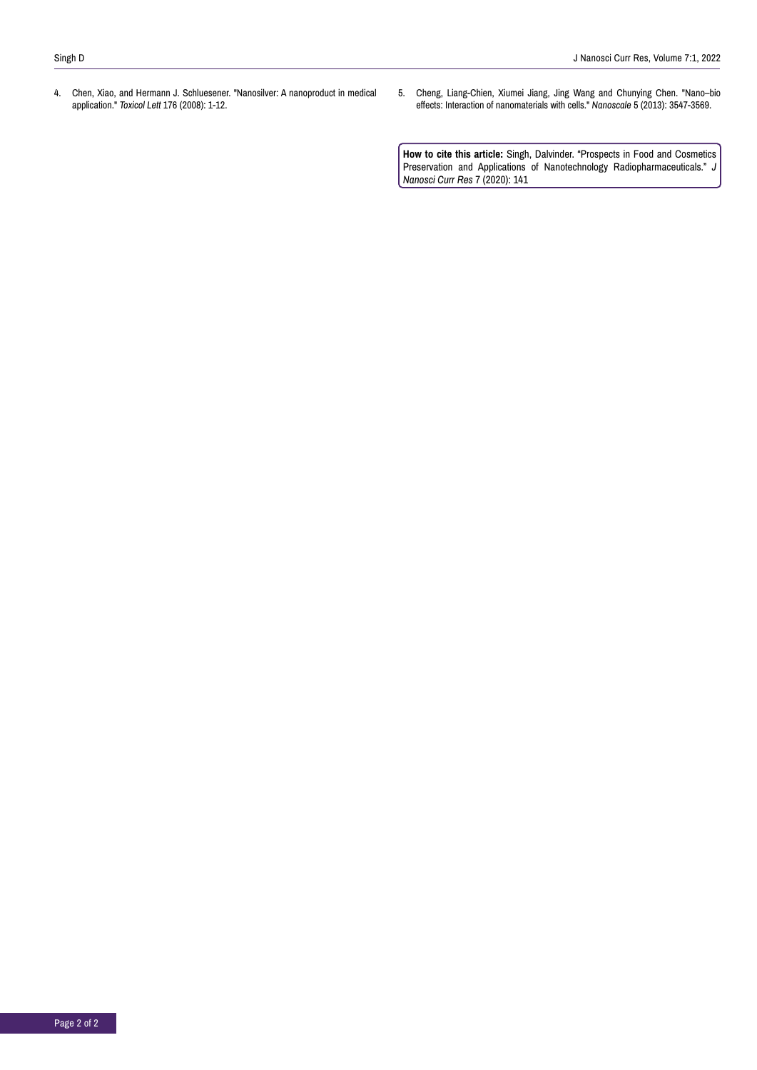4. Chen, Xiao, and Hermann J. Schluesener. "Nanosilver: A nanoproduct in medical application." *Toxicol Lett* 176 (2008): 1-12.

5. Cheng, Liang-Chien, Xiumei Jiang, Jing Wang and Chunying Chen. "Nano–bio effects: Interaction of nanomaterials with cells." *Nanoscale* 5 (2013): 3547-3569.

**How to cite this article:** Singh, Dalvinder. "Prospects in Food and Cosmetics Preservation and Applications of Nanotechnology Radiopharmaceuticals." *J Nanosci Curr Res* 7 (2020): 141